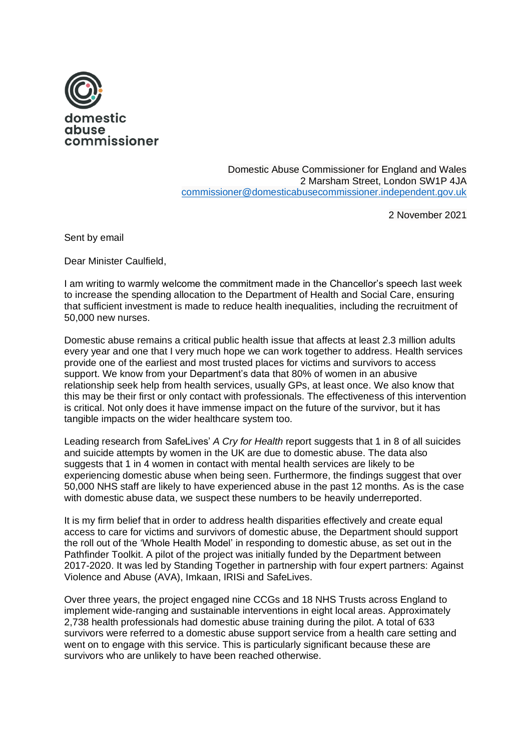domestic
abuse
commissioner

Domestic Abuse Commissioner for England and Wales
2 Marsham Street, London SW1P 4JA
commissioner@domesticabusecommissioner.independent.gov.uk

2 November 2021

Sent by email

Dear Minister Caulfield,

I am writing to warmly welcome the commitment made in the Chancellor's speech last week to increase the spending allocation to the Department of Health and Social Care, ensuring that sufficient investment is made to reduce health inequalities, including the recruitment of 50,000 new nurses.

Domestic abuse remains a critical public health issue that affects at least 2.3 million adults every year and one that I very much hope we can work together to address. Health services provide one of the earliest and most trusted places for victims and survivors to access support. We know from your Department's data that 80% of women in an abusive relationship seek help from health services, usually GPs, at least once. We also know that this may be their first or only contact with professionals. The effectiveness of this intervention is critical. Not only does it have immense impact on the future of the survivor, but it has tangible impacts on the wider healthcare system too.

Leading research from SafeLives' *A Cry for Health* report suggests that 1 in 8 of all suicides and suicide attempts by women in the UK are due to domestic abuse. The data also suggests that 1 in 4 women in contact with mental health services are likely to be experiencing domestic abuse when being seen. Furthermore, the findings suggest that over 50,000 NHS staff are likely to have experienced abuse in the past 12 months. As is the case with domestic abuse data, we suspect these numbers to be heavily underreported.

It is my firm belief that in order to address health disparities effectively and create equal access to care for victims and survivors of domestic abuse, the Department should support the roll out of the 'Whole Health Model' in responding to domestic abuse, as set out in the Pathfinder Toolkit. A pilot of the project was initially funded by the Department between 2017-2020. It was led by Standing Together in partnership with four expert partners: Against Violence and Abuse (AVA), Imkaan, IRISi and SafeLives.

Over three years, the project engaged nine CCGs and 18 NHS Trusts across England to implement wide-ranging and sustainable interventions in eight local areas. Approximately 2,738 health professionals had domestic abuse training during the pilot. A total of 633 survivors were referred to a domestic abuse support service from a health care setting and went on to engage with this service. This is particularly significant because these are survivors who are unlikely to have been reached otherwise.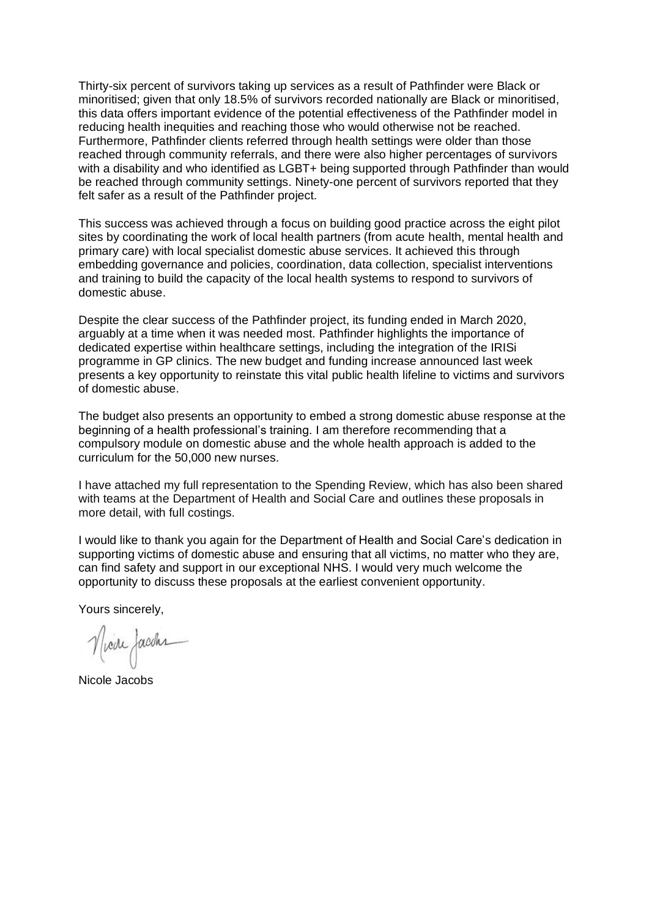Thirty-six percent of survivors taking up services as a result of Pathfinder were Black or minoritised; given that only 18.5% of survivors recorded nationally are Black or minoritised, this data offers important evidence of the potential effectiveness of the Pathfinder model in reducing health inequities and reaching those who would otherwise not be reached. Furthermore, Pathfinder clients referred through health settings were older than those reached through community referrals, and there were also higher percentages of survivors with a disability and who identified as LGBT+ being supported through Pathfinder than would be reached through community settings. Ninety-one percent of survivors reported that they felt safer as a result of the Pathfinder project.

This success was achieved through a focus on building good practice across the eight pilot sites by coordinating the work of local health partners (from acute health, mental health and primary care) with local specialist domestic abuse services. It achieved this through embedding governance and policies, coordination, data collection, specialist interventions and training to build the capacity of the local health systems to respond to survivors of domestic abuse.

Despite the clear success of the Pathfinder project, its funding ended in March 2020, arguably at a time when it was needed most. Pathfinder highlights the importance of dedicated expertise within healthcare settings, including the integration of the IRISi programme in GP clinics. The new budget and funding increase announced last week presents a key opportunity to reinstate this vital public health lifeline to victims and survivors of domestic abuse.

The budget also presents an opportunity to embed a strong domestic abuse response at the beginning of a health professional's training. I am therefore recommending that a compulsory module on domestic abuse and the whole health approach is added to the curriculum for the 50,000 new nurses.

I have attached my full representation to the Spending Review, which has also been shared with teams at the Department of Health and Social Care and outlines these proposals in more detail, with full costings.

I would like to thank you again for the Department of Health and Social Care's dedication in supporting victims of domestic abuse and ensuring that all victims, no matter who they are, can find safety and support in our exceptional NHS. I would very much welcome the opportunity to discuss these proposals at the earliest convenient opportunity.

Yours sincerely,

Nicole Jacobs